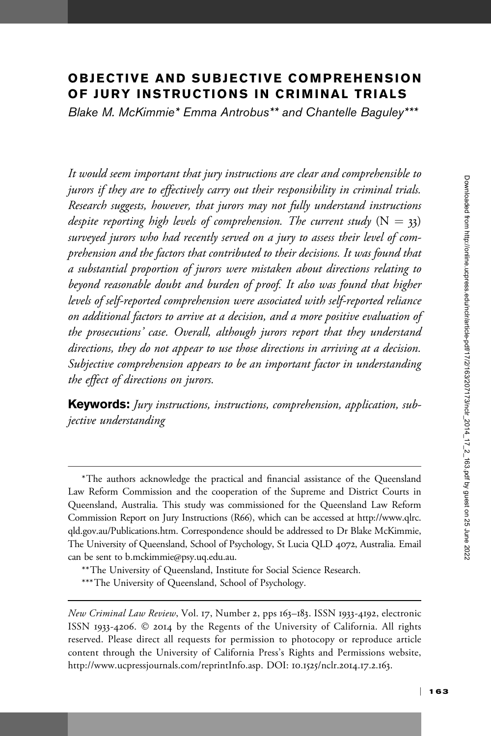# OBJECTIVE AND SUBJECTIVE COMPREHENSION OF JURY INSTRUCTIONS IN CRIMINAL TRIALS

*Blake M. McKimmie\* Emma Antrobus\*\* and Chantelle Baguley\*\*\**

*It would seem important that jury instructions are clear and comprehensible to jurors if they are to effectively carry out their responsibility in criminal trials. Research suggests, however, that jurors may not fully understand instructions despite reporting high levels of comprehension. The current study (N = 33) surveyed jurors who had recently served on a jury to assess their level of comprehension and the factors that contributed to their decisions. It was found that a substantial proportion of jurors were mistaken about directions relating to beyond reasonable doubt and burden of proof. It also was found that higher levels of self-reported comprehension were associated with self-reported reliance on additional factors to arrive at a decision, and a more positive evaluation of the prosecutions' case. Overall, although jurors report that they understand directions, they do not appear to use those directions in arriving at a decision. Subjective comprehension appears to be an important factor in understanding the effect of directions on jurors.*

**Keywords:** *Jury instructions, instructions, comprehension, application, subjective understanding*

---

\*The authors acknowledge the practical and financial assistance of the Queensland Law Reform Commission and the cooperation of the Supreme and District Courts in Queensland, Australia. This study was commissioned for the Queensland Law Reform Commission Report on Jury Instructions (R66), which can be accessed at http://www.qlrc.qld.gov.au/Publications.htm. Correspondence should be addressed to Dr Blake McKimmie, The University of Queensland, School of Psychology, St Lucia QLD 4072, Australia. Email can be sent to b.mckimmie@psy.uq.edu.au.

\*\*The University of Queensland, Institute for Social Science Research.

\*\*\*The University of Queensland, School of Psychology.

---

*New Criminal Law Review*, Vol. 17, Number 2, pps 163–183. ISSN 1933-4192, electronic ISSN 1933-4206. © 2014 by the Regents of the University of California. All rights reserved. Please direct all requests for permission to photocopy or reproduce article content through the University of California Press's Rights and Permissions website, http://www.ucpressjournals.com/reprintInfo.asp. DOI: 10.1525/nclr.2014.17.2.163.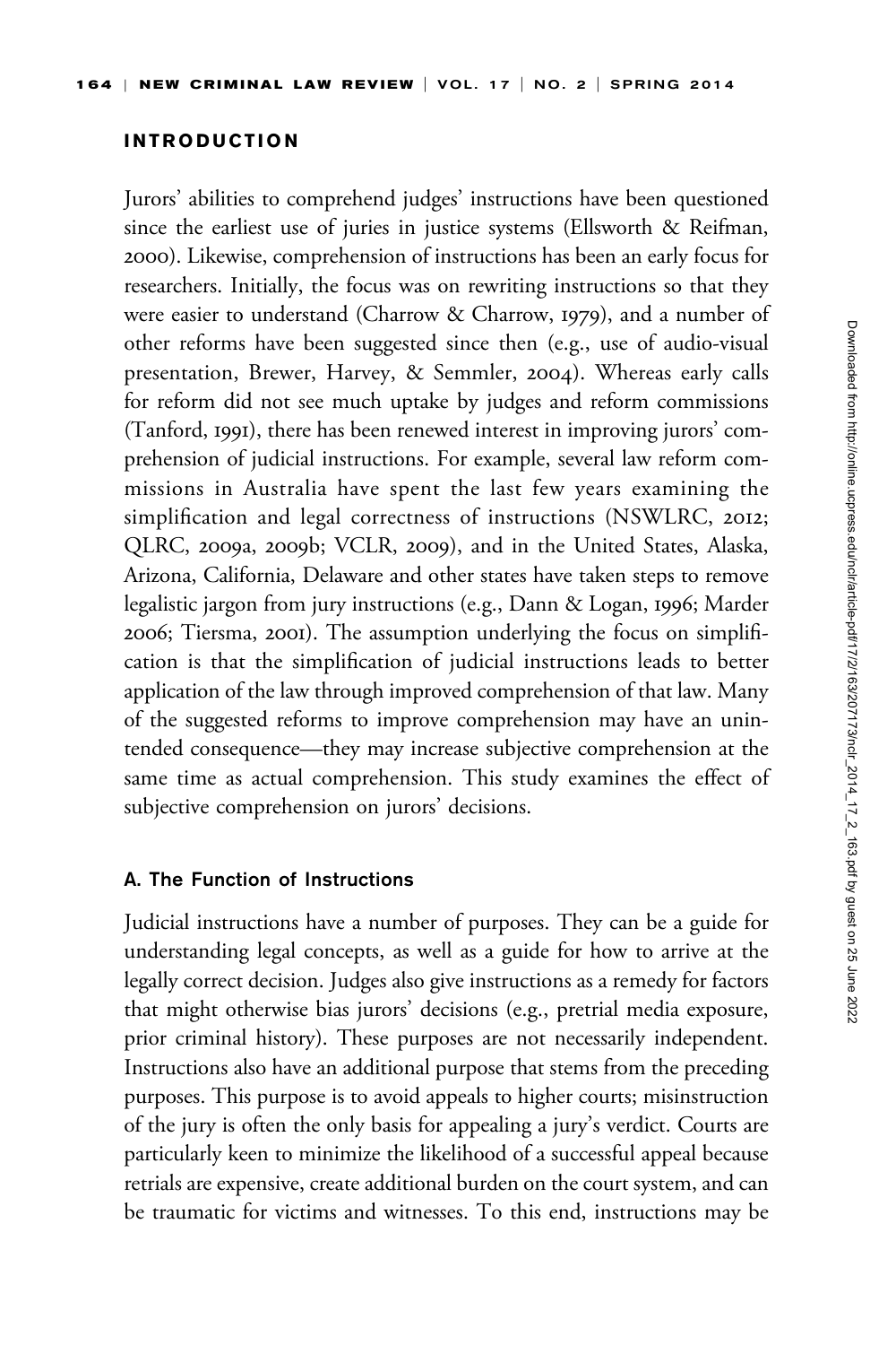## INTRODUCTION

Jurors' abilities to comprehend judges' instructions have been questioned since the earliest use of juries in justice systems (Ellsworth & Reifman, 2000). Likewise, comprehension of instructions has been an early focus for researchers. Initially, the focus was on rewriting instructions so that they were easier to understand (Charrow & Charrow, 1979), and a number of other reforms have been suggested since then (e.g., use of audio-visual presentation, Brewer, Harvey, & Semmler, 2004). Whereas early calls for reform did not see much uptake by judges and reform commissions (Tanford, 1991), there has been renewed interest in improving jurors' comprehension of judicial instructions. For example, several law reform commissions in Australia have spent the last few years examining the simplification and legal correctness of instructions (NSWLRC, 2012; QLRC, 2009a, 2009b; VCLR, 2009), and in the United States, Alaska, Arizona, California, Delaware and other states have taken steps to remove legalistic jargon from jury instructions (e.g., Dann & Logan, 1996; Marder 2006; Tiersma, 2001). The assumption underlying the focus on simplification is that the simplification of judicial instructions leads to better application of the law through improved comprehension of that law. Many of the suggested reforms to improve comprehension may have an unintended consequence—they may increase subjective comprehension at the same time as actual comprehension. This study examines the effect of subjective comprehension on jurors' decisions.

### A. The Function of Instructions

Judicial instructions have a number of purposes. They can be a guide for understanding legal concepts, as well as a guide for how to arrive at the legally correct decision. Judges also give instructions as a remedy for factors that might otherwise bias jurors' decisions (e.g., pretrial media exposure, prior criminal history). These purposes are not necessarily independent. Instructions also have an additional purpose that stems from the preceding purposes. This purpose is to avoid appeals to higher courts; misinstruction of the jury is often the only basis for appealing a jury's verdict. Courts are particularly keen to minimize the likelihood of a successful appeal because retrials are expensive, create additional burden on the court system, and can be traumatic for victims and witnesses. To this end, instructions may be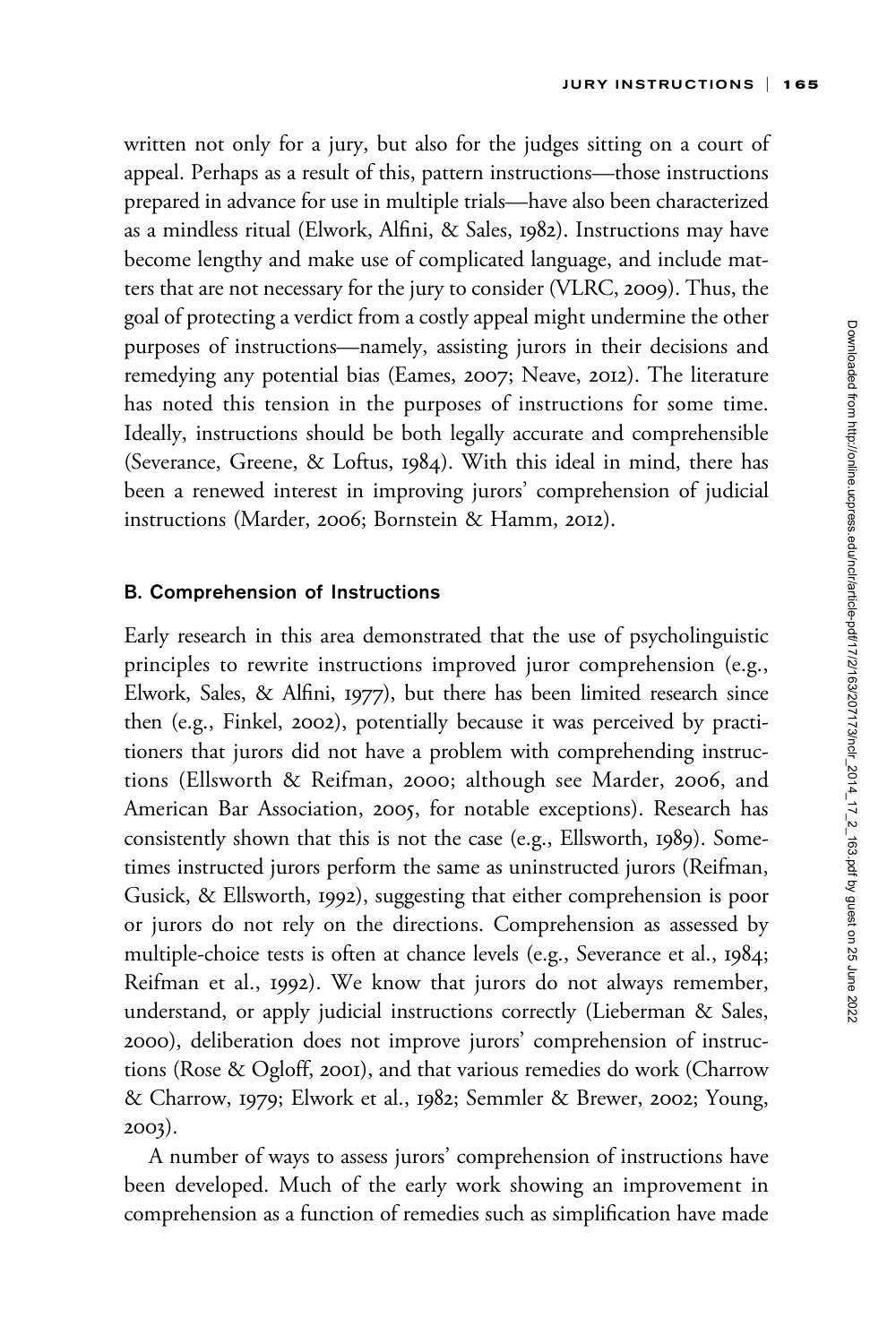written not only for a jury, but also for the judges sitting on a court of appeal. Perhaps as a result of this, pattern instructions—those instructions prepared in advance for use in multiple trials—have also been characterized as a mindless ritual (Elwork, Alfini, & Sales, 1982). Instructions may have become lengthy and make use of complicated language, and include matters that are not necessary for the jury to consider (VLRC, 2009). Thus, the goal of protecting a verdict from a costly appeal might undermine the other purposes of instructions—namely, assisting jurors in their decisions and remedying any potential bias (Eames, 2007; Neave, 2012). The literature has noted this tension in the purposes of instructions for some time. Ideally, instructions should be both legally accurate and comprehensible (Severance, Greene, & Loftus, 1984). With this ideal in mind, there has been a renewed interest in improving jurors' comprehension of judicial instructions (Marder, 2006; Bornstein & Hamm, 2012).

### B. Comprehension of Instructions

Early research in this area demonstrated that the use of psycholinguistic principles to rewrite instructions improved juror comprehension (e.g., Elwork, Sales, & Alfini, 1977), but there has been limited research since then (e.g., Finkel, 2002), potentially because it was perceived by practitioners that jurors did not have a problem with comprehending instructions (Ellsworth & Reifman, 2000; although see Marder, 2006, and American Bar Association, 2005, for notable exceptions). Research has consistently shown that this is not the case (e.g., Ellsworth, 1989). Sometimes instructed jurors perform the same as uninstructed jurors (Reifman, Gusick, & Ellsworth, 1992), suggesting that either comprehension is poor or jurors do not rely on the directions. Comprehension as assessed by multiple-choice tests is often at chance levels (e.g., Severance et al., 1984; Reifman et al., 1992). We know that jurors do not always remember, understand, or apply judicial instructions correctly (Lieberman & Sales, 2000), deliberation does not improve jurors' comprehension of instructions (Rose & Ogloff, 2001), and that various remedies do work (Charrow & Charrow, 1979; Elwork et al., 1982; Semmler & Brewer, 2002; Young, 2003).

A number of ways to assess jurors' comprehension of instructions have been developed. Much of the early work showing an improvement in comprehension as a function of remedies such as simplification have made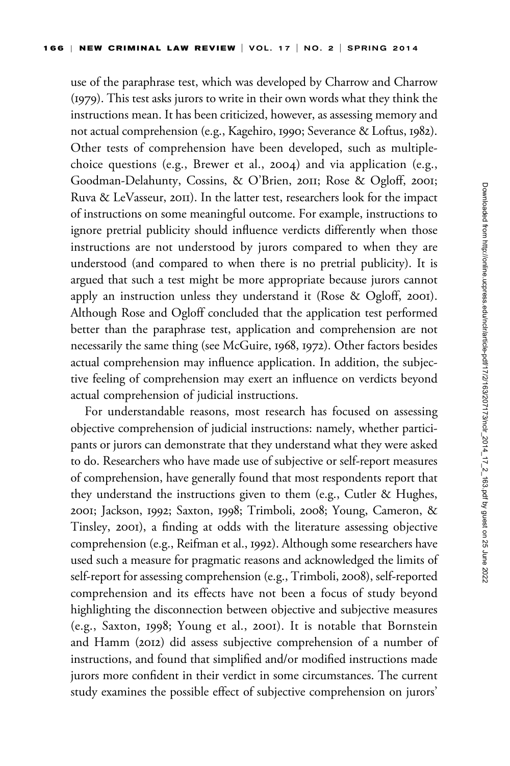use of the paraphrase test, which was developed by Charrow and Charrow (1979). This test asks jurors to write in their own words what they think the instructions mean. It has been criticized, however, as assessing memory and not actual comprehension (e.g., Kagehiro, 1990; Severance & Loftus, 1982). Other tests of comprehension have been developed, such as multiple-choice questions (e.g., Brewer et al., 2004) and via application (e.g., Goodman-Delahunty, Cossins, & O'Brien, 2011; Rose & Ogloff, 2001; Ruva & LeVasseur, 2011). In the latter test, researchers look for the impact of instructions on some meaningful outcome. For example, instructions to ignore pretrial publicity should influence verdicts differently when those instructions are not understood by jurors compared to when they are understood (and compared to when there is no pretrial publicity). It is argued that such a test might be more appropriate because jurors cannot apply an instruction unless they understand it (Rose & Ogloff, 2001). Although Rose and Ogloff concluded that the application test performed better than the paraphrase test, application and comprehension are not necessarily the same thing (see McGuire, 1968, 1972). Other factors besides actual comprehension may influence application. In addition, the subjective feeling of comprehension may exert an influence on verdicts beyond actual comprehension of judicial instructions.

For understandable reasons, most research has focused on assessing objective comprehension of judicial instructions: namely, whether participants or jurors can demonstrate that they understand what they were asked to do. Researchers who have made use of subjective or self-report measures of comprehension, have generally found that most respondents report that they understand the instructions given to them (e.g., Cutler & Hughes, 2001; Jackson, 1992; Saxton, 1998; Trimboli, 2008; Young, Cameron, & Tinsley, 2001), a finding at odds with the literature assessing objective comprehension (e.g., Reifman et al., 1992). Although some researchers have used such a measure for pragmatic reasons and acknowledged the limits of self-report for assessing comprehension (e.g., Trimboli, 2008), self-reported comprehension and its effects have not been a focus of study beyond highlighting the disconnection between objective and subjective measures (e.g., Saxton, 1998; Young et al., 2001). It is notable that Bornstein and Hamm (2012) did assess subjective comprehension of a number of instructions, and found that simplified and/or modified instructions made jurors more confident in their verdict in some circumstances. The current study examines the possible effect of subjective comprehension on jurors'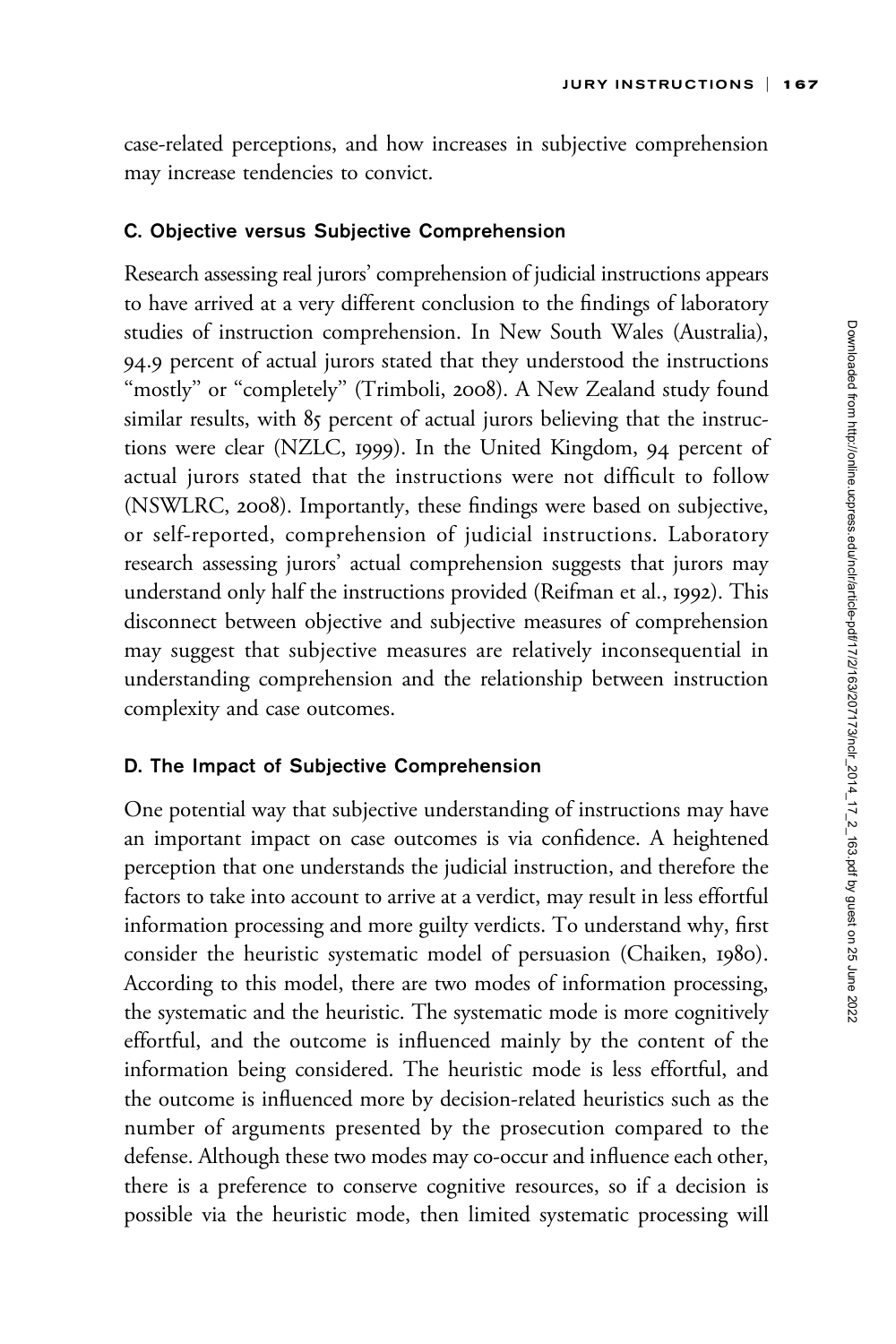case-related perceptions, and how increases in subjective comprehension may increase tendencies to convict.

### C. Objective versus Subjective Comprehension

Research assessing real jurors' comprehension of judicial instructions appears to have arrived at a very different conclusion to the findings of laboratory studies of instruction comprehension. In New South Wales (Australia), 94.9 percent of actual jurors stated that they understood the instructions "mostly" or "completely" (Trimboli, 2008). A New Zealand study found similar results, with 85 percent of actual jurors believing that the instructions were clear (NZLC, 1999). In the United Kingdom, 94 percent of actual jurors stated that the instructions were not difficult to follow (NSWLRC, 2008). Importantly, these findings were based on subjective, or self-reported, comprehension of judicial instructions. Laboratory research assessing jurors' actual comprehension suggests that jurors may understand only half the instructions provided (Reifman et al., 1992). This disconnect between objective and subjective measures of comprehension may suggest that subjective measures are relatively inconsequential in understanding comprehension and the relationship between instruction complexity and case outcomes.

### D. The Impact of Subjective Comprehension

One potential way that subjective understanding of instructions may have an important impact on case outcomes is via confidence. A heightened perception that one understands the judicial instruction, and therefore the factors to take into account to arrive at a verdict, may result in less effortful information processing and more guilty verdicts. To understand why, first consider the heuristic systematic model of persuasion (Chaiken, 1980). According to this model, there are two modes of information processing, the systematic and the heuristic. The systematic mode is more cognitively effortful, and the outcome is influenced mainly by the content of the information being considered. The heuristic mode is less effortful, and the outcome is influenced more by decision-related heuristics such as the number of arguments presented by the prosecution compared to the defense. Although these two modes may co-occur and influence each other, there is a preference to conserve cognitive resources, so if a decision is possible via the heuristic mode, then limited systematic processing will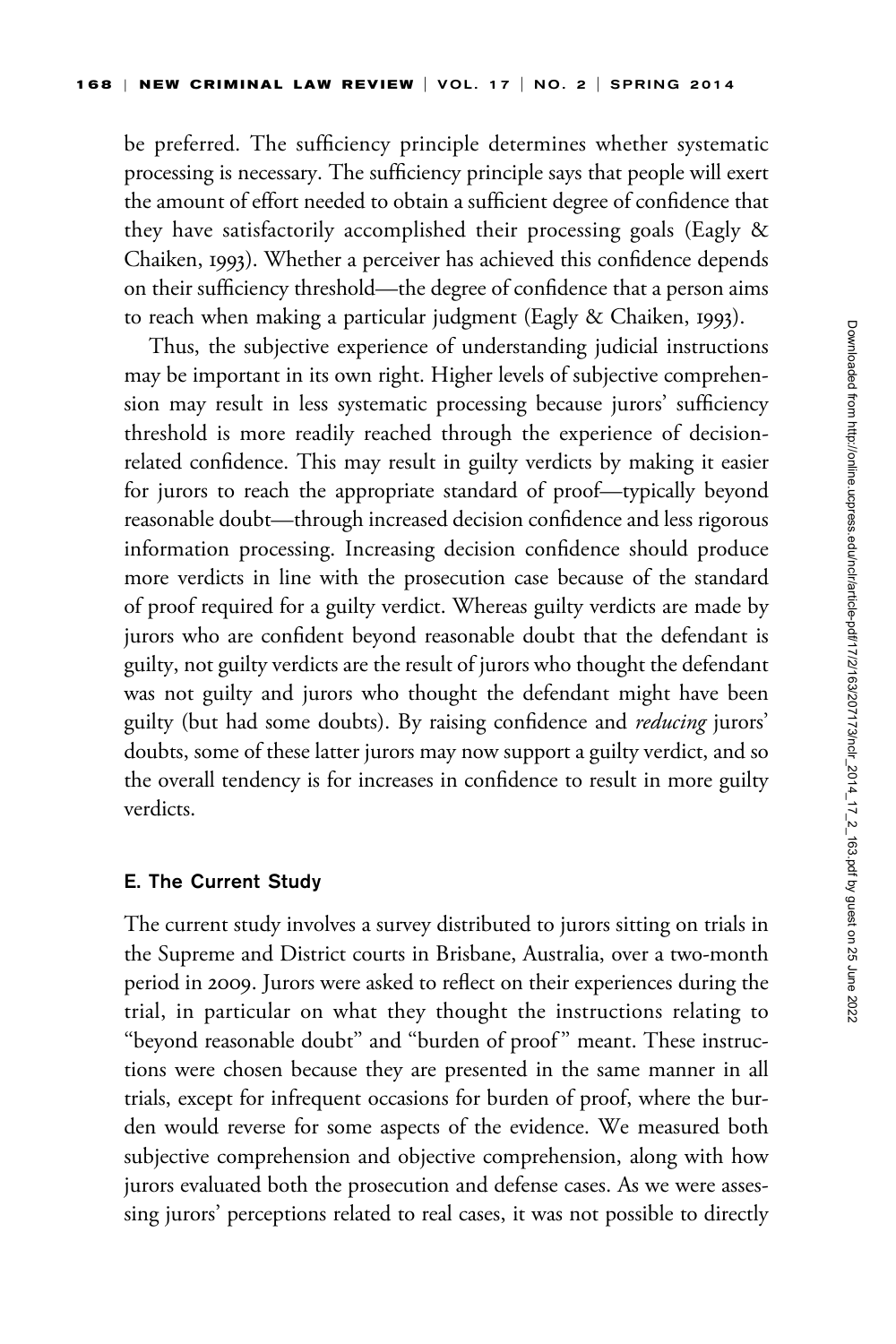be preferred. The sufficiency principle determines whether systematic processing is necessary. The sufficiency principle says that people will exert the amount of effort needed to obtain a sufficient degree of confidence that they have satisfactorily accomplished their processing goals (Eagly & Chaiken, 1993). Whether a perceiver has achieved this confidence depends on their sufficiency threshold—the degree of confidence that a person aims to reach when making a particular judgment (Eagly & Chaiken, 1993).

Thus, the subjective experience of understanding judicial instructions may be important in its own right. Higher levels of subjective comprehension may result in less systematic processing because jurors' sufficiency threshold is more readily reached through the experience of decision-related confidence. This may result in guilty verdicts by making it easier for jurors to reach the appropriate standard of proof—typically beyond reasonable doubt—through increased decision confidence and less rigorous information processing. Increasing decision confidence should produce more verdicts in line with the prosecution case because of the standard of proof required for a guilty verdict. Whereas guilty verdicts are made by jurors who are confident beyond reasonable doubt that the defendant is guilty, not guilty verdicts are the result of jurors who thought the defendant was not guilty and jurors who thought the defendant might have been guilty (but had some doubts). By raising confidence and *reducing* jurors' doubts, some of these latter jurors may now support a guilty verdict, and so the overall tendency is for increases in confidence to result in more guilty verdicts.

### E. The Current Study

The current study involves a survey distributed to jurors sitting on trials in the Supreme and District courts in Brisbane, Australia, over a two-month period in 2009. Jurors were asked to reflect on their experiences during the trial, in particular on what they thought the instructions relating to "beyond reasonable doubt" and "burden of proof" meant. These instructions were chosen because they are presented in the same manner in all trials, except for infrequent occasions for burden of proof, where the burden would reverse for some aspects of the evidence. We measured both subjective comprehension and objective comprehension, along with how jurors evaluated both the prosecution and defense cases. As we were assessing jurors' perceptions related to real cases, it was not possible to directly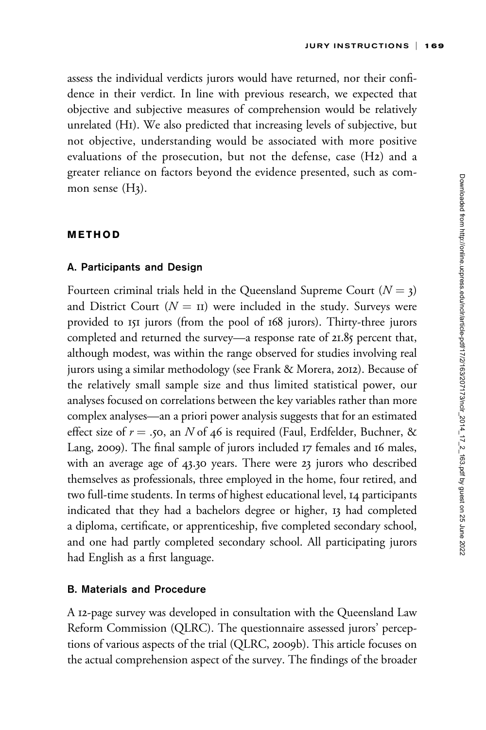assess the individual verdicts jurors would have returned, nor their confidence in their verdict. In line with previous research, we expected that objective and subjective measures of comprehension would be relatively unrelated (H1). We also predicted that increasing levels of subjective, but not objective, understanding would be associated with more positive evaluations of the prosecution, but not the defense, case (H2) and a greater reliance on factors beyond the evidence presented, such as common sense (H3).

## METHOD

### A. Participants and Design

Fourteen criminal trials held in the Queensland Supreme Court ($N = 3$) and District Court ($N = 11$) were included in the study. Surveys were provided to 151 jurors (from the pool of 168 jurors). Thirty-three jurors completed and returned the survey—a response rate of 21.85 percent that, although modest, was within the range observed for studies involving real jurors using a similar methodology (see Frank & Morera, 2012). Because of the relatively small sample size and thus limited statistical power, our analyses focused on correlations between the key variables rather than more complex analyses—an a priori power analysis suggests that for an estimated effect size of $r = .50$, an $N$ of 46 is required (Faul, Erdfelder, Buchner, & Lang, 2009). The final sample of jurors included 17 females and 16 males, with an average age of 43.30 years. There were 23 jurors who described themselves as professionals, three employed in the home, four retired, and two full-time students. In terms of highest educational level, 14 participants indicated that they had a bachelors degree or higher, 13 had completed a diploma, certificate, or apprenticeship, five completed secondary school, and one had partly completed secondary school. All participating jurors had English as a first language.

### B. Materials and Procedure

A 12-page survey was developed in consultation with the Queensland Law Reform Commission (QLRC). The questionnaire assessed jurors' perceptions of various aspects of the trial (QLRC, 2009b). This article focuses on the actual comprehension aspect of the survey. The findings of the broader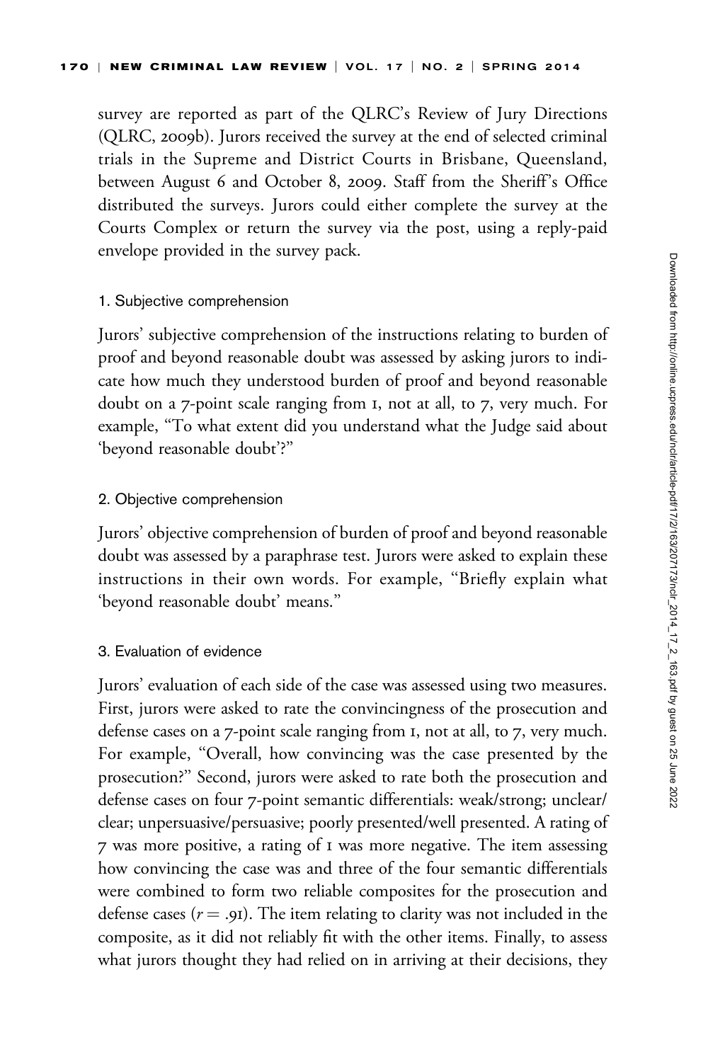survey are reported as part of the QLRC's Review of Jury Directions (QLRC, 2009b). Jurors received the survey at the end of selected criminal trials in the Supreme and District Courts in Brisbane, Queensland, between August 6 and October 8, 2009. Staff from the Sheriff's Office distributed the surveys. Jurors could either complete the survey at the Courts Complex or return the survey via the post, using a reply-paid envelope provided in the survey pack.

#### 1. Subjective comprehension

Jurors' subjective comprehension of the instructions relating to burden of proof and beyond reasonable doubt was assessed by asking jurors to indicate how much they understood burden of proof and beyond reasonable doubt on a 7-point scale ranging from 1, not at all, to 7, very much. For example, "To what extent did you understand what the Judge said about 'beyond reasonable doubt'?"

#### 2. Objective comprehension

Jurors' objective comprehension of burden of proof and beyond reasonable doubt was assessed by a paraphrase test. Jurors were asked to explain these instructions in their own words. For example, "Briefly explain what 'beyond reasonable doubt' means."

#### 3. Evaluation of evidence

Jurors' evaluation of each side of the case was assessed using two measures. First, jurors were asked to rate the convincingness of the prosecution and defense cases on a 7-point scale ranging from 1, not at all, to 7, very much. For example, "Overall, how convincing was the case presented by the prosecution?" Second, jurors were asked to rate both the prosecution and defense cases on four 7-point semantic differentials: weak/strong; unclear/clear; unpersuasive/persuasive; poorly presented/well presented. A rating of 7 was more positive, a rating of 1 was more negative. The item assessing how convincing the case was and three of the four semantic differentials were combined to form two reliable composites for the prosecution and defense cases ($r = .91$). The item relating to clarity was not included in the composite, as it did not reliably fit with the other items. Finally, to assess what jurors thought they had relied on in arriving at their decisions, they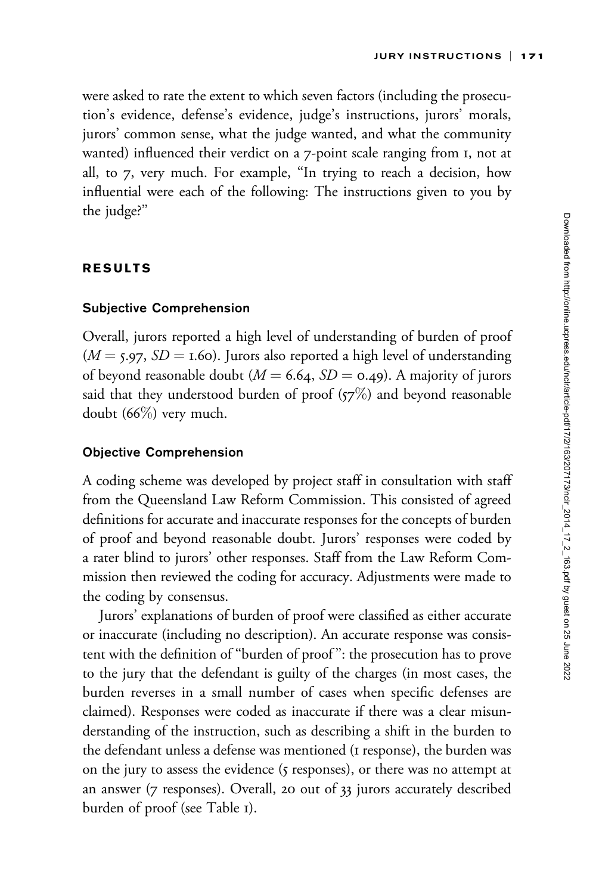were asked to rate the extent to which seven factors (including the prosecution's evidence, defense's evidence, judge's instructions, jurors' morals, jurors' common sense, what the judge wanted, and what the community wanted) influenced their verdict on a 7-point scale ranging from 1, not at all, to 7, very much. For example, "In trying to reach a decision, how influential were each of the following: The instructions given to you by the judge?"

## RESULTS

### Subjective Comprehension

Overall, jurors reported a high level of understanding of burden of proof ($M = 5.97$, $SD = 1.60$). Jurors also reported a high level of understanding of beyond reasonable doubt ($M = 6.64$, $SD = 0.49$). A majority of jurors said that they understood burden of proof (57%) and beyond reasonable doubt (66%) very much.

### Objective Comprehension

A coding scheme was developed by project staff in consultation with staff from the Queensland Law Reform Commission. This consisted of agreed definitions for accurate and inaccurate responses for the concepts of burden of proof and beyond reasonable doubt. Jurors' responses were coded by a rater blind to jurors' other responses. Staff from the Law Reform Commission then reviewed the coding for accuracy. Adjustments were made to the coding by consensus.

Jurors' explanations of burden of proof were classified as either accurate or inaccurate (including no description). An accurate response was consistent with the definition of "burden of proof": the prosecution has to prove to the jury that the defendant is guilty of the charges (in most cases, the burden reverses in a small number of cases when specific defenses are claimed). Responses were coded as inaccurate if there was a clear misunderstanding of the instruction, such as describing a shift in the burden to the defendant unless a defense was mentioned (1 response), the burden was on the jury to assess the evidence (5 responses), or there was no attempt at an answer (7 responses). Overall, 20 out of 33 jurors accurately described burden of proof (see Table 1).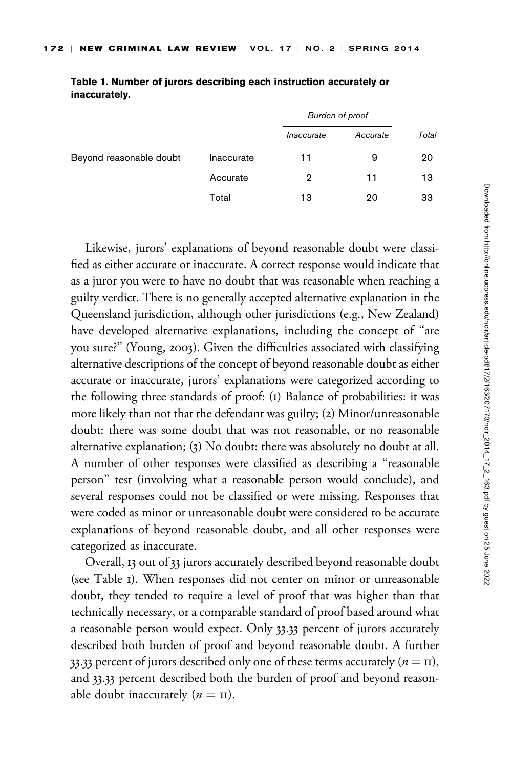**Table 1. Number of jurors describing each instruction accurately or inaccurately.**

| | | Burden of proof | | |
|---|---|---|---|---|
| | | *Inaccurate* | *Accurate* | *Total* |
| Beyond reasonable doubt | Inaccurate | 11 | 9 | 20 |
| | Accurate | 2 | 11 | 13 |
| | Total | 13 | 20 | 33 |

Likewise, jurors' explanations of beyond reasonable doubt were classified as either accurate or inaccurate. A correct response would indicate that as a juror you were to have no doubt that was reasonable when reaching a guilty verdict. There is no generally accepted alternative explanation in the Queensland jurisdiction, although other jurisdictions (e.g., New Zealand) have developed alternative explanations, including the concept of "are you sure?" (Young, 2003). Given the difficulties associated with classifying alternative descriptions of the concept of beyond reasonable doubt as either accurate or inaccurate, jurors' explanations were categorized according to the following three standards of proof: (1) Balance of probabilities: it was more likely than not that the defendant was guilty; (2) Minor/unreasonable doubt: there was some doubt that was not reasonable, or no reasonable alternative explanation; (3) No doubt: there was absolutely no doubt at all. A number of other responses were classified as describing a "reasonable person" test (involving what a reasonable person would conclude), and several responses could not be classified or were missing. Responses that were coded as minor or unreasonable doubt were considered to be accurate explanations of beyond reasonable doubt, and all other responses were categorized as inaccurate.

Overall, 13 out of 33 jurors accurately described beyond reasonable doubt (see Table 1). When responses did not center on minor or unreasonable doubt, they tended to require a level of proof that was higher than that technically necessary, or a comparable standard of proof based around what a reasonable person would expect. Only 33.33 percent of jurors accurately described both burden of proof and beyond reasonable doubt. A further 33.33 percent of jurors described only one of these terms accurately ($n = 11$), and 33.33 percent described both the burden of proof and beyond reasonable doubt inaccurately ($n = 11$).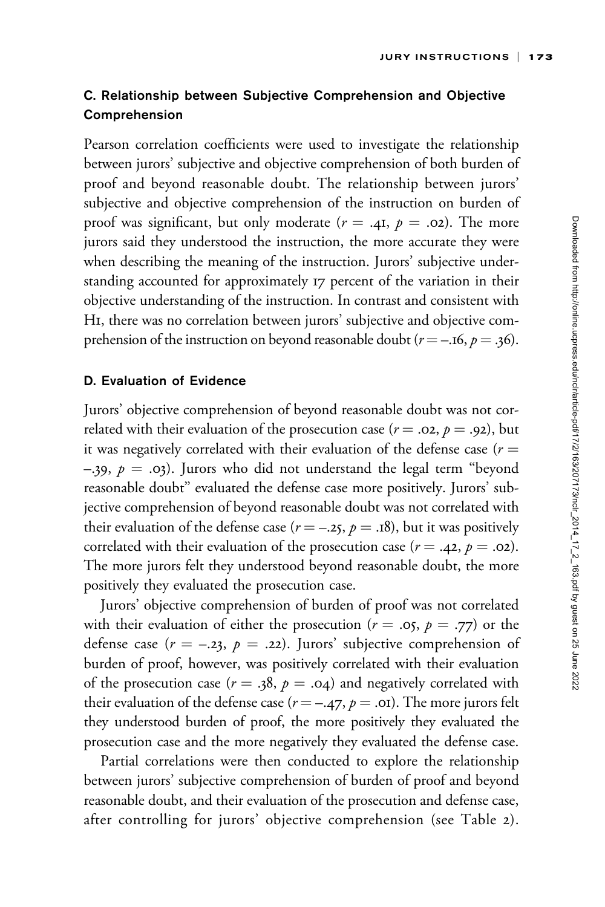### C. Relationship between Subjective Comprehension and Objective Comprehension

Pearson correlation coefficients were used to investigate the relationship between jurors' subjective and objective comprehension of both burden of proof and beyond reasonable doubt. The relationship between jurors' subjective and objective comprehension of the instruction on burden of proof was significant, but only moderate ($r = .41$, $p = .02$). The more jurors said they understood the instruction, the more accurate they were when describing the meaning of the instruction. Jurors' subjective understanding accounted for approximately 17 percent of the variation in their objective understanding of the instruction. In contrast and consistent with H1, there was no correlation between jurors' subjective and objective comprehension of the instruction on beyond reasonable doubt ($r = -.16$, $p = .36$).

### D. Evaluation of Evidence

Jurors' objective comprehension of beyond reasonable doubt was not correlated with their evaluation of the prosecution case ($r = .02$, $p = .92$), but it was negatively correlated with their evaluation of the defense case ($r = -.39$, $p = .03$). Jurors who did not understand the legal term "beyond reasonable doubt" evaluated the defense case more positively. Jurors' subjective comprehension of beyond reasonable doubt was not correlated with their evaluation of the defense case ($r = -.25$, $p = .18$), but it was positively correlated with their evaluation of the prosecution case ($r = .42$, $p = .02$). The more jurors felt they understood beyond reasonable doubt, the more positively they evaluated the prosecution case.

Jurors' objective comprehension of burden of proof was not correlated with their evaluation of either the prosecution ($r = .05$, $p = .77$) or the defense case ($r = -.23$, $p = .22$). Jurors' subjective comprehension of burden of proof, however, was positively correlated with their evaluation of the prosecution case ($r = .38$, $p = .04$) and negatively correlated with their evaluation of the defense case ($r = -.47$, $p = .01$). The more jurors felt they understood burden of proof, the more positively they evaluated the prosecution case and the more negatively they evaluated the defense case.

Partial correlations were then conducted to explore the relationship between jurors' subjective comprehension of burden of proof and beyond reasonable doubt, and their evaluation of the prosecution and defense case, after controlling for jurors' objective comprehension (see Table 2).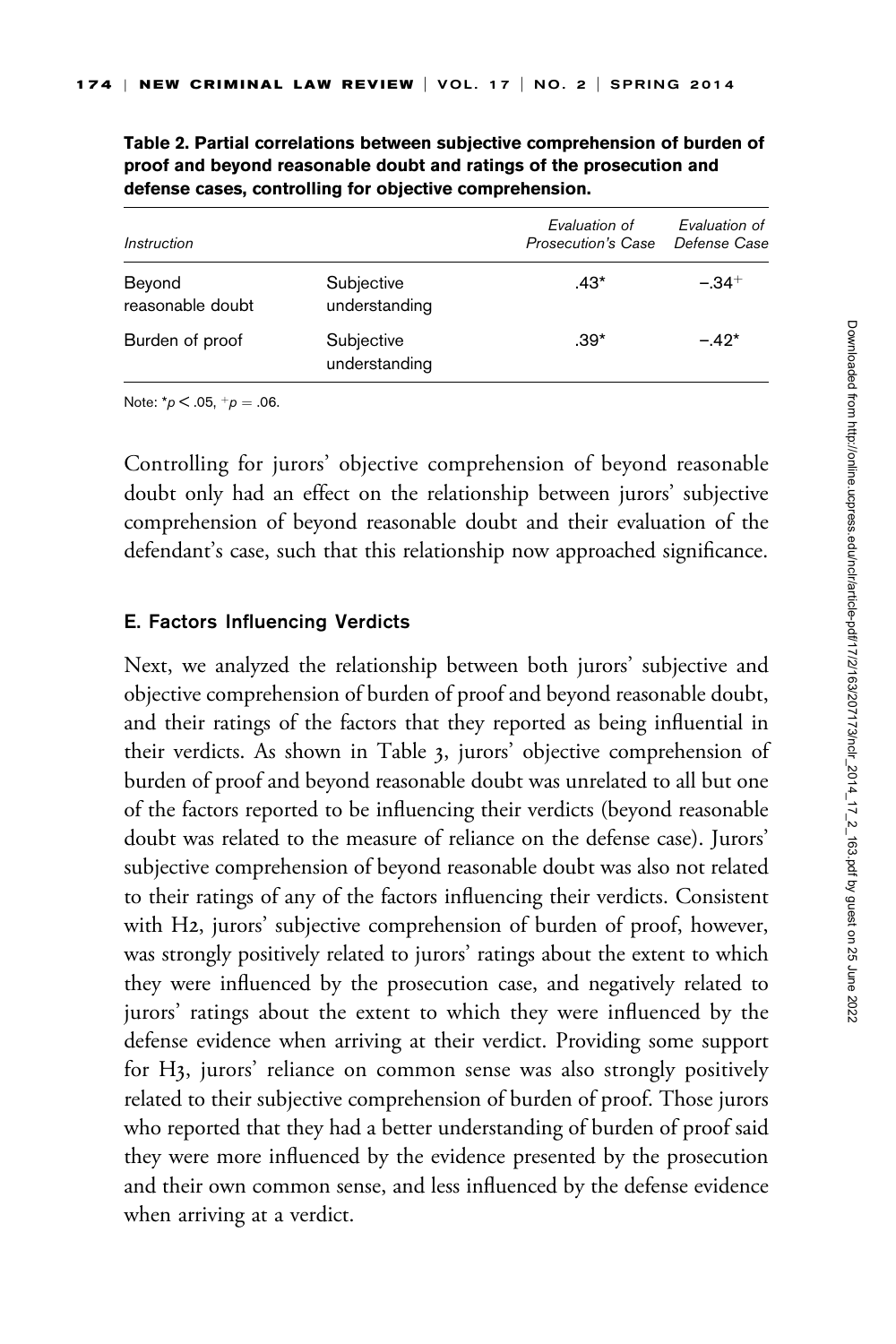**Table 2. Partial correlations between subjective comprehension of burden of proof and beyond reasonable doubt and ratings of the prosecution and defense cases, controlling for objective comprehension.**

| *Instruction* | | *Evaluation of Prosecution's Case* | *Evaluation of Defense Case* |
|---|---|---|---|
| Beyond reasonable doubt | Subjective understanding | .43* | −.34$^{+}$ |
| Burden of proof | Subjective understanding | .39* | −.42* |

Note: *$p < .05$, $^{+}p = .06$.

Controlling for jurors' objective comprehension of beyond reasonable doubt only had an effect on the relationship between jurors' subjective comprehension of beyond reasonable doubt and their evaluation of the defendant's case, such that this relationship now approached significance.

### E. Factors Influencing Verdicts

Next, we analyzed the relationship between both jurors' subjective and objective comprehension of burden of proof and beyond reasonable doubt, and their ratings of the factors that they reported as being influential in their verdicts. As shown in Table 3, jurors' objective comprehension of burden of proof and beyond reasonable doubt was unrelated to all but one of the factors reported to be influencing their verdicts (beyond reasonable doubt was related to the measure of reliance on the defense case). Jurors' subjective comprehension of beyond reasonable doubt was also not related to their ratings of any of the factors influencing their verdicts. Consistent with H2, jurors' subjective comprehension of burden of proof, however, was strongly positively related to jurors' ratings about the extent to which they were influenced by the prosecution case, and negatively related to jurors' ratings about the extent to which they were influenced by the defense evidence when arriving at their verdict. Providing some support for H3, jurors' reliance on common sense was also strongly positively related to their subjective comprehension of burden of proof. Those jurors who reported that they had a better understanding of burden of proof said they were more influenced by the evidence presented by the prosecution and their own common sense, and less influenced by the defense evidence when arriving at a verdict.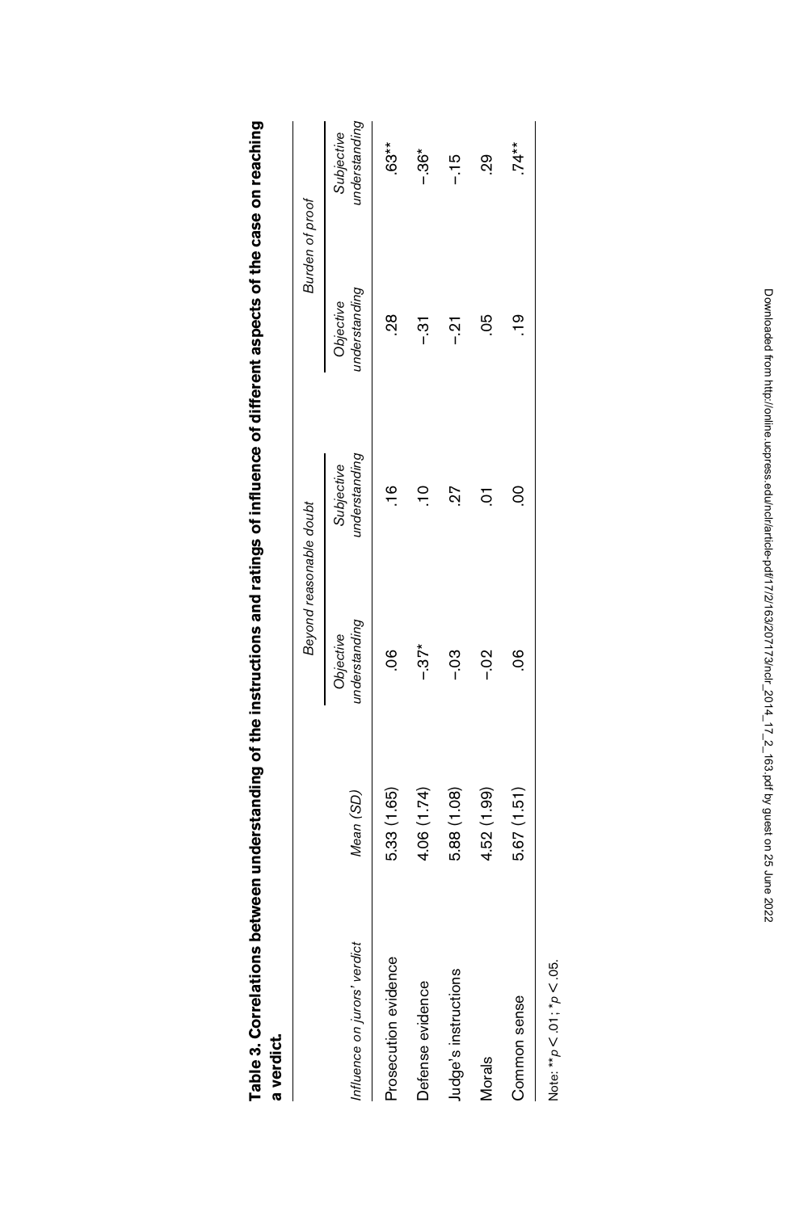**Table 3. Correlations between understanding of the instructions and ratings of influence of different aspects of the case on reaching a verdict.**

| | | *Beyond reasonable doubt* | | *Burden of proof* | |
|---|---|---|---|---|---|
| *Influence on jurors' verdict* | *Mean (SD)* | *Objective understanding* | *Subjective understanding* | *Objective understanding* | *Subjective understanding* |
| Prosecution evidence | 5.33 (1.65) | .06 | .16 | .28 | .63** |
| Defense evidence | 4.06 (1.74) | −.37* | .10 | −.31 | −.36* |
| Judge's instructions | 5.88 (1.08) | −.03 | .27 | −.21 | −.15 |
| Morals | 4.52 (1.99) | −.02 | .01 | .05 | .29 |
| Common sense | 5.67 (1.51) | .06 | .00 | .19 | .74** |

Note: ** $p < .01$; * $p < .05$.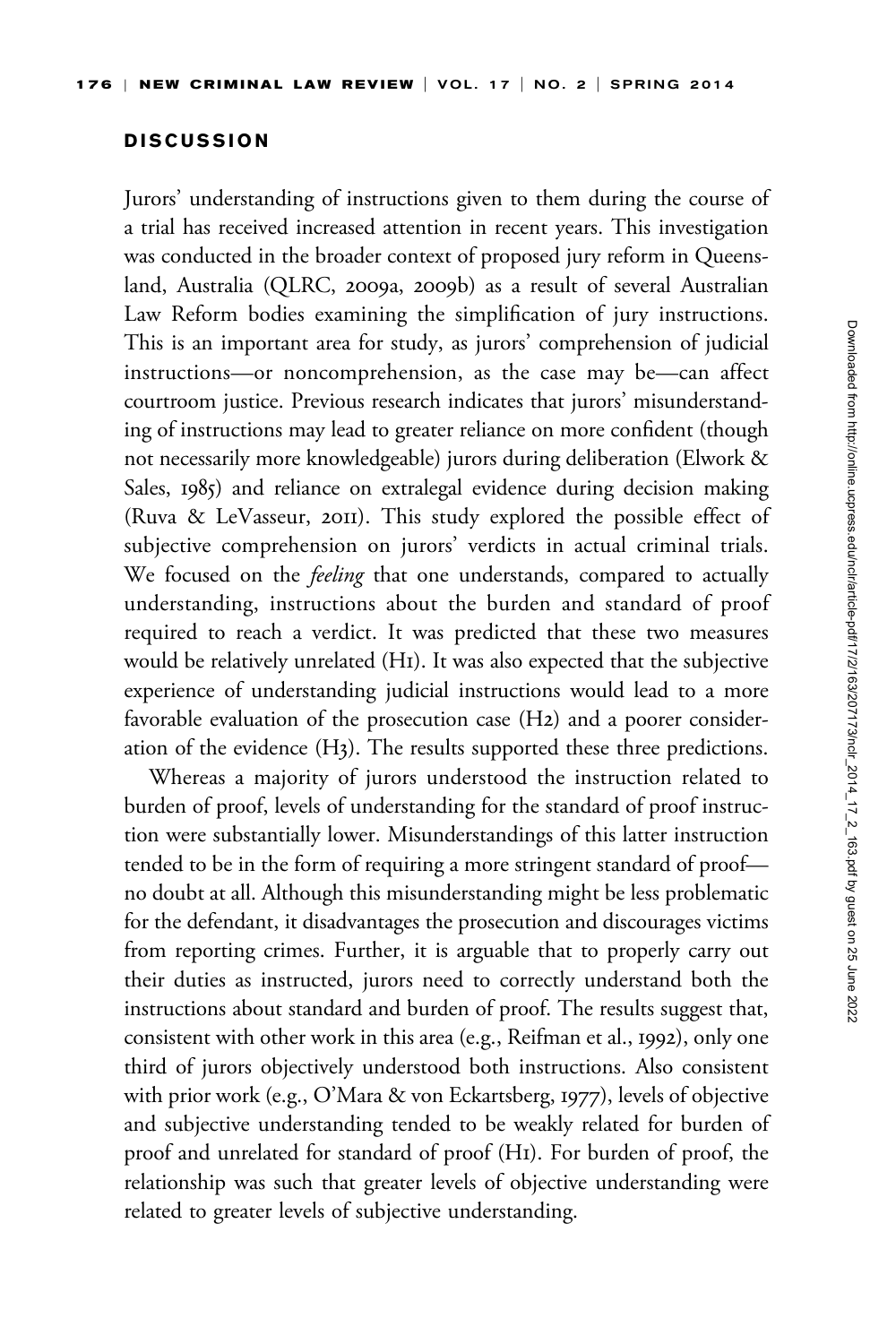## DISCUSSION

Jurors' understanding of instructions given to them during the course of a trial has received increased attention in recent years. This investigation was conducted in the broader context of proposed jury reform in Queensland, Australia (QLRC, 2009a, 2009b) as a result of several Australian Law Reform bodies examining the simplification of jury instructions. This is an important area for study, as jurors' comprehension of judicial instructions—or noncomprehension, as the case may be—can affect courtroom justice. Previous research indicates that jurors' misunderstanding of instructions may lead to greater reliance on more confident (though not necessarily more knowledgeable) jurors during deliberation (Elwork & Sales, 1985) and reliance on extralegal evidence during decision making (Ruva & LeVasseur, 2011). This study explored the possible effect of subjective comprehension on jurors' verdicts in actual criminal trials. We focused on the *feeling* that one understands, compared to actually understanding, instructions about the burden and standard of proof required to reach a verdict. It was predicted that these two measures would be relatively unrelated (H1). It was also expected that the subjective experience of understanding judicial instructions would lead to a more favorable evaluation of the prosecution case (H2) and a poorer consideration of the evidence (H3). The results supported these three predictions.

Whereas a majority of jurors understood the instruction related to burden of proof, levels of understanding for the standard of proof instruction were substantially lower. Misunderstandings of this latter instruction tended to be in the form of requiring a more stringent standard of proof—no doubt at all. Although this misunderstanding might be less problematic for the defendant, it disadvantages the prosecution and discourages victims from reporting crimes. Further, it is arguable that to properly carry out their duties as instructed, jurors need to correctly understand both the instructions about standard and burden of proof. The results suggest that, consistent with other work in this area (e.g., Reifman et al., 1992), only one third of jurors objectively understood both instructions. Also consistent with prior work (e.g., O'Mara & von Eckartsberg, 1977), levels of objective and subjective understanding tended to be weakly related for burden of proof and unrelated for standard of proof (H1). For burden of proof, the relationship was such that greater levels of objective understanding were related to greater levels of subjective understanding.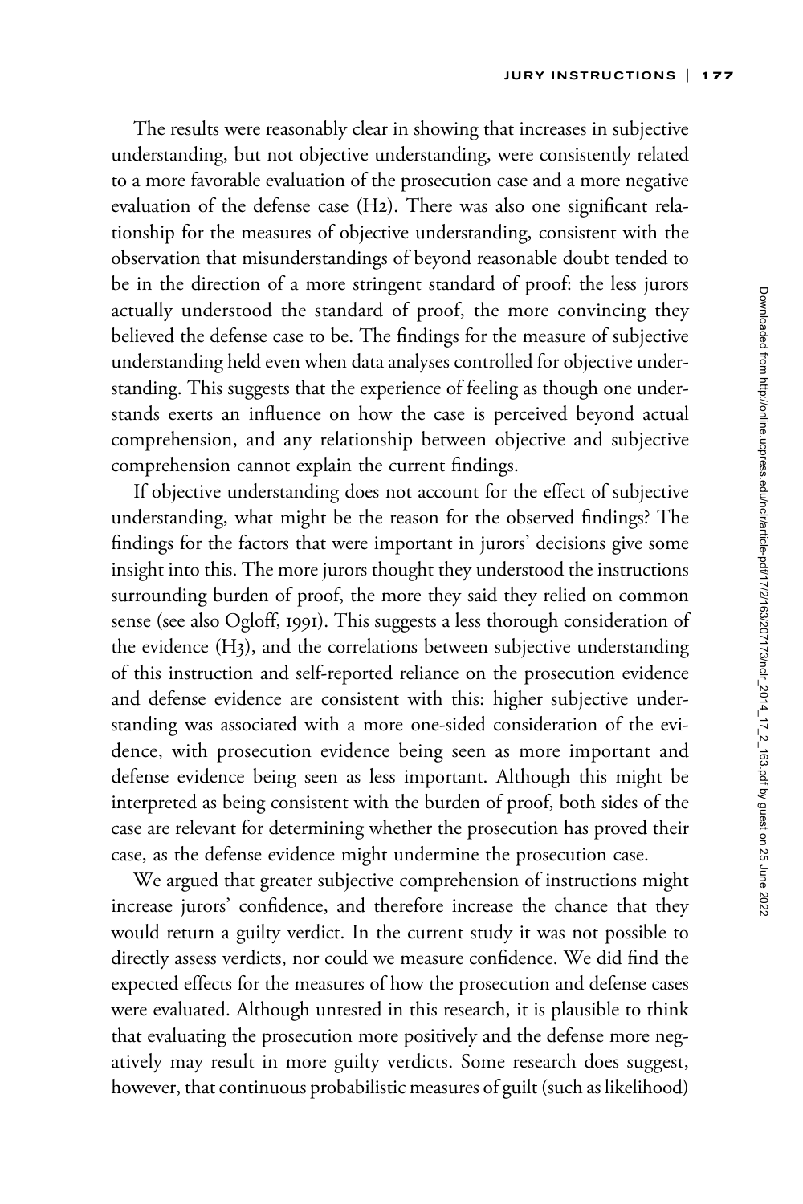The results were reasonably clear in showing that increases in subjective understanding, but not objective understanding, were consistently related to a more favorable evaluation of the prosecution case and a more negative evaluation of the defense case (H2). There was also one significant relationship for the measures of objective understanding, consistent with the observation that misunderstandings of beyond reasonable doubt tended to be in the direction of a more stringent standard of proof: the less jurors actually understood the standard of proof, the more convincing they believed the defense case to be. The findings for the measure of subjective understanding held even when data analyses controlled for objective understanding. This suggests that the experience of feeling as though one understands exerts an influence on how the case is perceived beyond actual comprehension, and any relationship between objective and subjective comprehension cannot explain the current findings.

If objective understanding does not account for the effect of subjective understanding, what might be the reason for the observed findings? The findings for the factors that were important in jurors' decisions give some insight into this. The more jurors thought they understood the instructions surrounding burden of proof, the more they said they relied on common sense (see also Ogloff, 1991). This suggests a less thorough consideration of the evidence (H3), and the correlations between subjective understanding of this instruction and self-reported reliance on the prosecution evidence and defense evidence are consistent with this: higher subjective understanding was associated with a more one-sided consideration of the evidence, with prosecution evidence being seen as more important and defense evidence being seen as less important. Although this might be interpreted as being consistent with the burden of proof, both sides of the case are relevant for determining whether the prosecution has proved their case, as the defense evidence might undermine the prosecution case.

We argued that greater subjective comprehension of instructions might increase jurors' confidence, and therefore increase the chance that they would return a guilty verdict. In the current study it was not possible to directly assess verdicts, nor could we measure confidence. We did find the expected effects for the measures of how the prosecution and defense cases were evaluated. Although untested in this research, it is plausible to think that evaluating the prosecution more positively and the defense more negatively may result in more guilty verdicts. Some research does suggest, however, that continuous probabilistic measures of guilt (such as likelihood)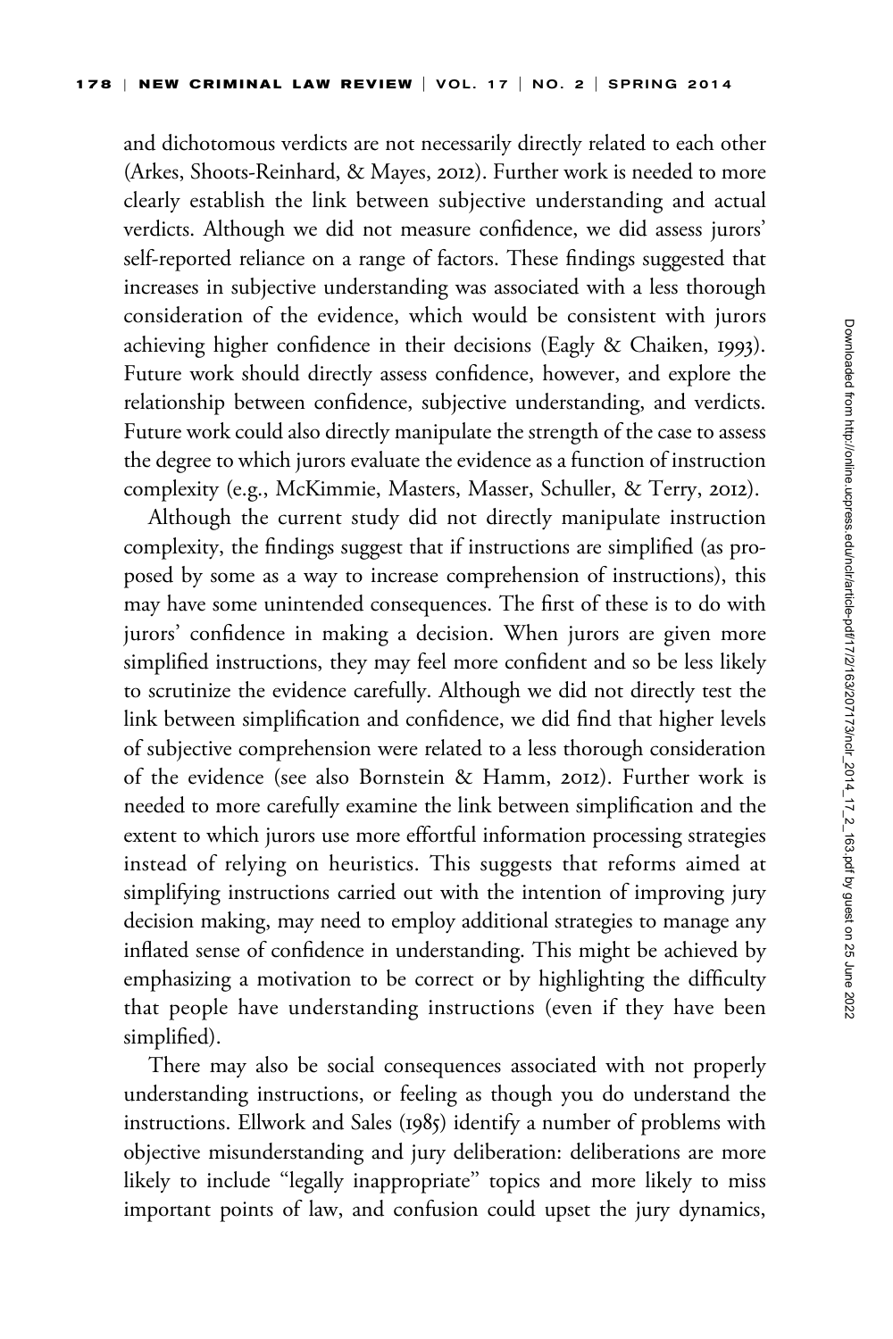and dichotomous verdicts are not necessarily directly related to each other (Arkes, Shoots-Reinhard, & Mayes, 2012). Further work is needed to more clearly establish the link between subjective understanding and actual verdicts. Although we did not measure confidence, we did assess jurors' self-reported reliance on a range of factors. These findings suggested that increases in subjective understanding was associated with a less thorough consideration of the evidence, which would be consistent with jurors achieving higher confidence in their decisions (Eagly & Chaiken, 1993). Future work should directly assess confidence, however, and explore the relationship between confidence, subjective understanding, and verdicts. Future work could also directly manipulate the strength of the case to assess the degree to which jurors evaluate the evidence as a function of instruction complexity (e.g., McKimmie, Masters, Masser, Schuller, & Terry, 2012).

Although the current study did not directly manipulate instruction complexity, the findings suggest that if instructions are simplified (as proposed by some as a way to increase comprehension of instructions), this may have some unintended consequences. The first of these is to do with jurors' confidence in making a decision. When jurors are given more simplified instructions, they may feel more confident and so be less likely to scrutinize the evidence carefully. Although we did not directly test the link between simplification and confidence, we did find that higher levels of subjective comprehension were related to a less thorough consideration of the evidence (see also Bornstein & Hamm, 2012). Further work is needed to more carefully examine the link between simplification and the extent to which jurors use more effortful information processing strategies instead of relying on heuristics. This suggests that reforms aimed at simplifying instructions carried out with the intention of improving jury decision making, may need to employ additional strategies to manage any inflated sense of confidence in understanding. This might be achieved by emphasizing a motivation to be correct or by highlighting the difficulty that people have understanding instructions (even if they have been simplified).

There may also be social consequences associated with not properly understanding instructions, or feeling as though you do understand the instructions. Ellwork and Sales (1985) identify a number of problems with objective misunderstanding and jury deliberation: deliberations are more likely to include "legally inappropriate" topics and more likely to miss important points of law, and confusion could upset the jury dynamics,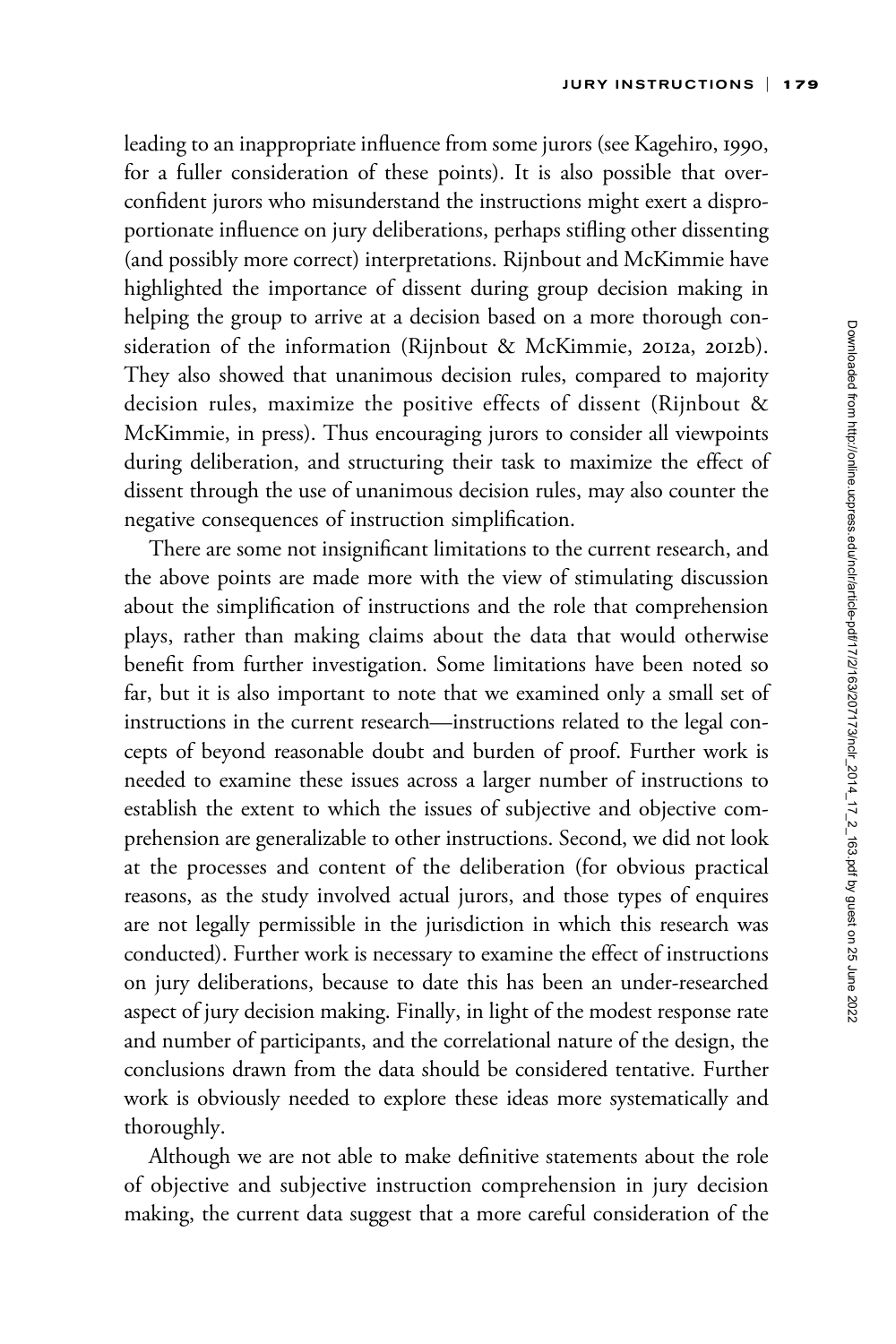leading to an inappropriate influence from some jurors (see Kagehiro, 1990, for a fuller consideration of these points). It is also possible that overconfident jurors who misunderstand the instructions might exert a disproportionate influence on jury deliberations, perhaps stifling other dissenting (and possibly more correct) interpretations. Rijnbout and McKimmie have highlighted the importance of dissent during group decision making in helping the group to arrive at a decision based on a more thorough consideration of the information (Rijnbout & McKimmie, 2012a, 2012b). They also showed that unanimous decision rules, compared to majority decision rules, maximize the positive effects of dissent (Rijnbout & McKimmie, in press). Thus encouraging jurors to consider all viewpoints during deliberation, and structuring their task to maximize the effect of dissent through the use of unanimous decision rules, may also counter the negative consequences of instruction simplification.

There are some not insignificant limitations to the current research, and the above points are made more with the view of stimulating discussion about the simplification of instructions and the role that comprehension plays, rather than making claims about the data that would otherwise benefit from further investigation. Some limitations have been noted so far, but it is also important to note that we examined only a small set of instructions in the current research—instructions related to the legal concepts of beyond reasonable doubt and burden of proof. Further work is needed to examine these issues across a larger number of instructions to establish the extent to which the issues of subjective and objective comprehension are generalizable to other instructions. Second, we did not look at the processes and content of the deliberation (for obvious practical reasons, as the study involved actual jurors, and those types of enquires are not legally permissible in the jurisdiction in which this research was conducted). Further work is necessary to examine the effect of instructions on jury deliberations, because to date this has been an under-researched aspect of jury decision making. Finally, in light of the modest response rate and number of participants, and the correlational nature of the design, the conclusions drawn from the data should be considered tentative. Further work is obviously needed to explore these ideas more systematically and thoroughly.

Although we are not able to make definitive statements about the role of objective and subjective instruction comprehension in jury decision making, the current data suggest that a more careful consideration of the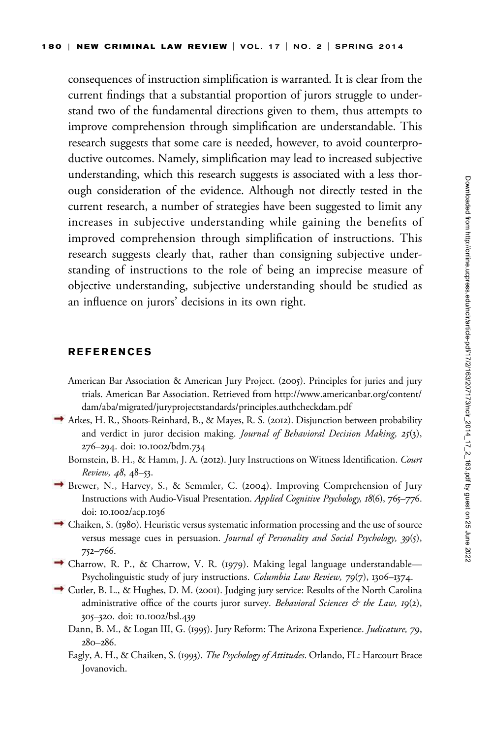consequences of instruction simplification is warranted. It is clear from the current findings that a substantial proportion of jurors struggle to understand two of the fundamental directions given to them, thus attempts to improve comprehension through simplification are understandable. This research suggests that some care is needed, however, to avoid counterproductive outcomes. Namely, simplification may lead to increased subjective understanding, which this research suggests is associated with a less thorough consideration of the evidence. Although not directly tested in the current research, a number of strategies have been suggested to limit any increases in subjective understanding while gaining the benefits of improved comprehension through simplification of instructions. This research suggests clearly that, rather than consigning subjective understanding of instructions to the role of being an imprecise measure of objective understanding, subjective understanding should be studied as an influence on jurors' decisions in its own right.

## REFERENCES

American Bar Association & American Jury Project. (2005). Principles for juries and jury trials. American Bar Association. Retrieved from http://www.americanbar.org/content/dam/aba/migrated/juryprojectstandards/principles.authcheckdam.pdf

Arkes, H. R., Shoots-Reinhard, B., & Mayes, R. S. (2012). Disjunction between probability and verdict in juror decision making. *Journal of Behavioral Decision Making, 25*(3), 276–294. doi: 10.1002/bdm.734

Bornstein, B. H., & Hamm, J. A. (2012). Jury Instructions on Witness Identification. *Court Review, 48*, 48–53.

Brewer, N., Harvey, S., & Semmler, C. (2004). Improving Comprehension of Jury Instructions with Audio-Visual Presentation. *Applied Cognitive Psychology, 18*(6), 765–776. doi: 10.1002/acp.1036

Chaiken, S. (1980). Heuristic versus systematic information processing and the use of source versus message cues in persuasion. *Journal of Personality and Social Psychology, 39*(5), 752–766.

Charrow, R. P., & Charrow, V. R. (1979). Making legal language understandable—Psycholinguistic study of jury instructions. *Columbia Law Review, 79*(7), 1306–1374.

Cutler, B. L., & Hughes, D. M. (2001). Judging jury service: Results of the North Carolina administrative office of the courts juror survey. *Behavioral Sciences & the Law, 19*(2), 305–320. doi: 10.1002/bsl.439

Dann, B. M., & Logan III, G. (1995). Jury Reform: The Arizona Experience. *Judicature, 79*, 280–286.

Eagly, A. H., & Chaiken, S. (1993). *The Psychology of Attitudes*. Orlando, FL: Harcourt Brace Jovanovich.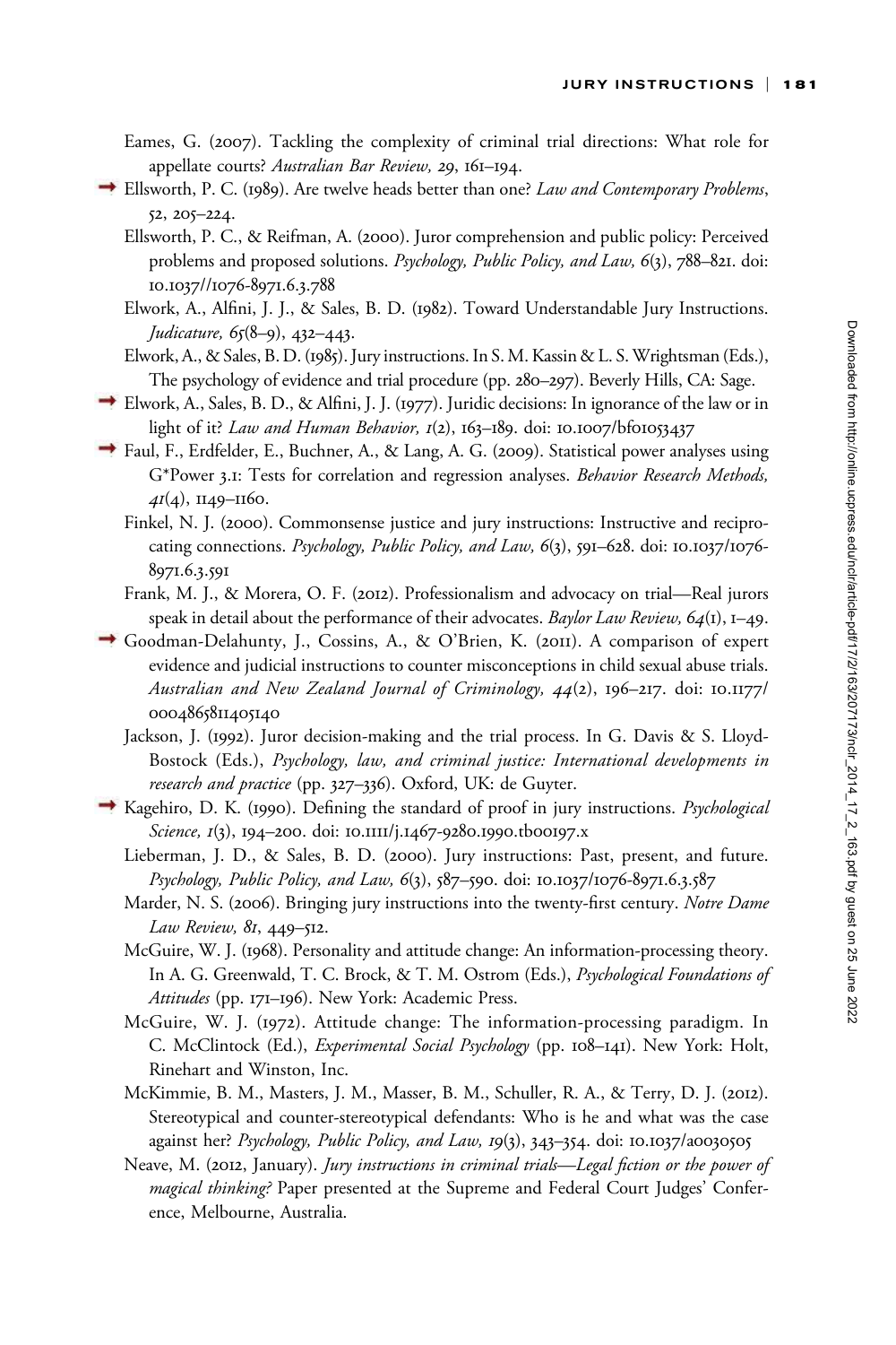Eames, G. (2007). Tackling the complexity of criminal trial directions: What role for appellate courts? *Australian Bar Review, 29*, 161–194.

Ellsworth, P. C. (1989). Are twelve heads better than one? *Law and Contemporary Problems*, 52, 205–224.

Ellsworth, P. C., & Reifman, A. (2000). Juror comprehension and public policy: Perceived problems and proposed solutions. *Psychology, Public Policy, and Law, 6*(3), 788–821. doi: 10.1037//1076-8971.6.3.788

Elwork, A., Alfini, J. J., & Sales, B. D. (1982). Toward Understandable Jury Instructions. *Judicature, 65*(8–9), 432–443.

Elwork, A., & Sales, B. D. (1985). Jury instructions. In S. M. Kassin & L. S. Wrightsman (Eds.), The psychology of evidence and trial procedure (pp. 280–297). Beverly Hills, CA: Sage.

Elwork, A., Sales, B. D., & Alfini, J. J. (1977). Juridic decisions: In ignorance of the law or in light of it? *Law and Human Behavior, 1*(2), 163–189. doi: 10.1007/bf01053437

Faul, F., Erdfelder, E., Buchner, A., & Lang, A. G. (2009). Statistical power analyses using G*Power 3.1: Tests for correlation and regression analyses. *Behavior Research Methods, 41*(4), 1149–1160.

Finkel, N. J. (2000). Commonsense justice and jury instructions: Instructive and reciprocating connections. *Psychology, Public Policy, and Law, 6*(3), 591–628. doi: 10.1037/1076-8971.6.3.591

Frank, M. J., & Morera, O. F. (2012). Professionalism and advocacy on trial—Real jurors speak in detail about the performance of their advocates. *Baylor Law Review, 64*(1), 1–49.

Goodman-Delahunty, J., Cossins, A., & O'Brien, K. (2011). A comparison of expert evidence and judicial instructions to counter misconceptions in child sexual abuse trials. *Australian and New Zealand Journal of Criminology, 44*(2), 196–217. doi: 10.1177/0004865811405140

Jackson, J. (1992). Juror decision-making and the trial process. In G. Davis & S. Lloyd-Bostock (Eds.), *Psychology, law, and criminal justice: International developments in research and practice* (pp. 327–336). Oxford, UK: de Guyter.

Kagehiro, D. K. (1990). Defining the standard of proof in jury instructions. *Psychological Science, 1*(3), 194–200. doi: 10.1111/j.1467-9280.1990.tb00197.x

Lieberman, J. D., & Sales, B. D. (2000). Jury instructions: Past, present, and future. *Psychology, Public Policy, and Law, 6*(3), 587–590. doi: 10.1037/1076-8971.6.3.587

Marder, N. S. (2006). Bringing jury instructions into the twenty-first century. *Notre Dame Law Review, 81*, 449–512.

McGuire, W. J. (1968). Personality and attitude change: An information-processing theory. In A. G. Greenwald, T. C. Brock, & T. M. Ostrom (Eds.), *Psychological Foundations of Attitudes* (pp. 171–196). New York: Academic Press.

McGuire, W. J. (1972). Attitude change: The information-processing paradigm. In C. McClintock (Ed.), *Experimental Social Psychology* (pp. 108–141). New York: Holt, Rinehart and Winston, Inc.

McKimmie, B. M., Masters, J. M., Masser, B. M., Schuller, R. A., & Terry, D. J. (2012). Stereotypical and counter-stereotypical defendants: Who is he and what was the case against her? *Psychology, Public Policy, and Law, 19*(3), 343–354. doi: 10.1037/a0030505

Neave, M. (2012, January). *Jury instructions in criminal trials—Legal fiction or the power of magical thinking?* Paper presented at the Supreme and Federal Court Judges' Conference, Melbourne, Australia.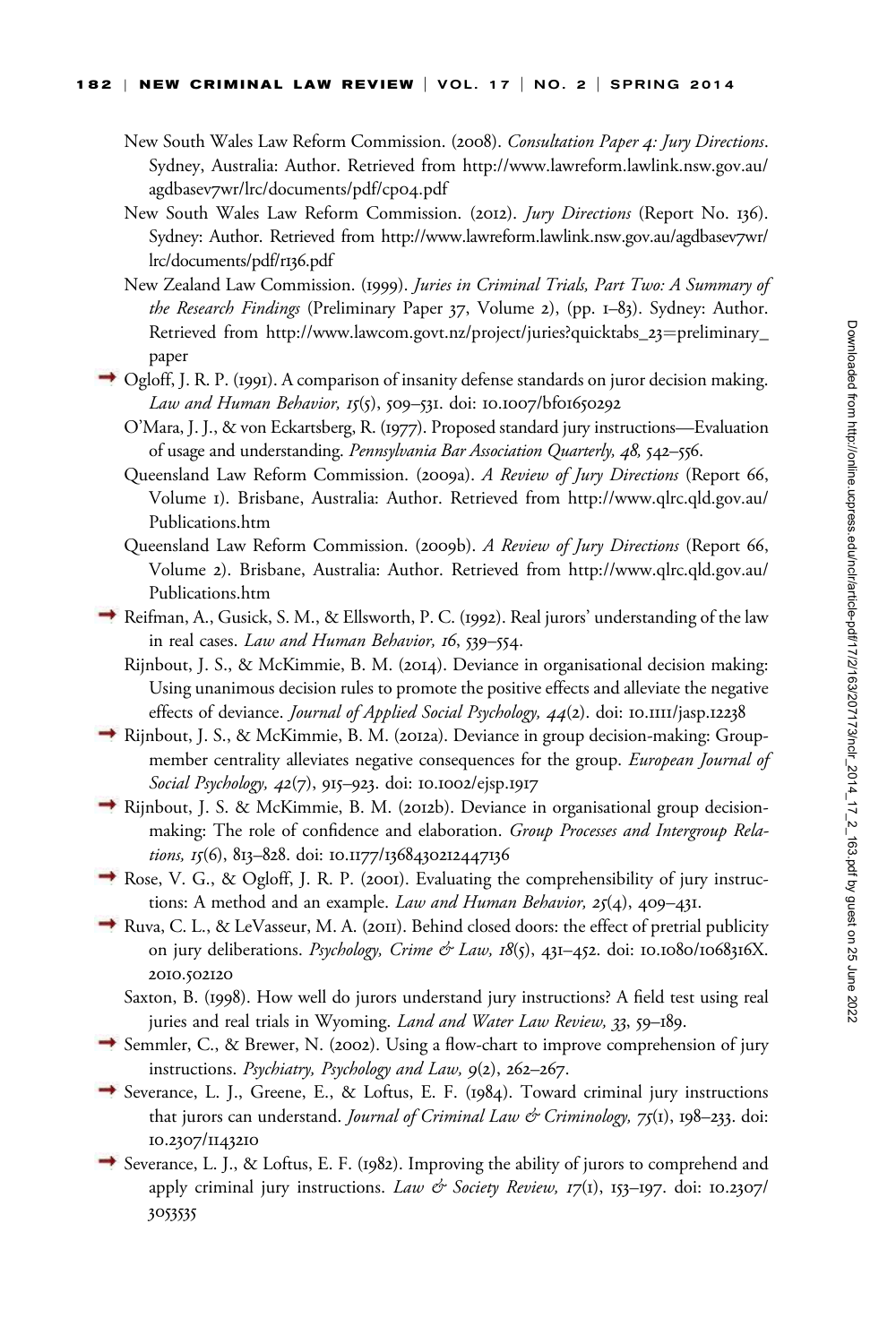New South Wales Law Reform Commission. (2008). *Consultation Paper 4: Jury Directions*. Sydney, Australia: Author. Retrieved from http://www.lawreform.lawlink.nsw.gov.au/agdbasev7wr/lrc/documents/pdf/cp04.pdf

New South Wales Law Reform Commission. (2012). *Jury Directions* (Report No. 136). Sydney: Author. Retrieved from http://www.lawreform.lawlink.nsw.gov.au/agdbasev7wr/lrc/documents/pdf/r136.pdf

New Zealand Law Commission. (1999). *Juries in Criminal Trials, Part Two: A Summary of the Research Findings* (Preliminary Paper 37, Volume 2), (pp. 1–83). Sydney: Author. Retrieved from http://www.lawcom.govt.nz/project/juries?quicktabs_23=preliminary_paper

Ogloff, J. R. P. (1991). A comparison of insanity defense standards on juror decision making. *Law and Human Behavior, 15*(5), 509–531. doi: 10.1007/bf01650292

O'Mara, J. J., & von Eckartsberg, R. (1977). Proposed standard jury instructions—Evaluation of usage and understanding. *Pennsylvania Bar Association Quarterly, 48,* 542–556.

Queensland Law Reform Commission. (2009a). *A Review of Jury Directions* (Report 66, Volume 1). Brisbane, Australia: Author. Retrieved from http://www.qlrc.qld.gov.au/Publications.htm

Queensland Law Reform Commission. (2009b). *A Review of Jury Directions* (Report 66, Volume 2). Brisbane, Australia: Author. Retrieved from http://www.qlrc.qld.gov.au/Publications.htm

Reifman, A., Gusick, S. M., & Ellsworth, P. C. (1992). Real jurors' understanding of the law in real cases. *Law and Human Behavior, 16*, 539–554.

Rijnbout, J. S., & McKimmie, B. M. (2014). Deviance in organisational decision making: Using unanimous decision rules to promote the positive effects and alleviate the negative effects of deviance. *Journal of Applied Social Psychology, 44*(2). doi: 10.1111/jasp.12238

Rijnbout, J. S., & McKimmie, B. M. (2012a). Deviance in group decision-making: Group-member centrality alleviates negative consequences for the group. *European Journal of Social Psychology, 42*(7), 915–923. doi: 10.1002/ejsp.1917

Rijnbout, J. S. & McKimmie, B. M. (2012b). Deviance in organisational group decision-making: The role of confidence and elaboration. *Group Processes and Intergroup Relations, 15*(6), 813–828. doi: 10.1177/1368430212447136

Rose, V. G., & Ogloff, J. R. P. (2001). Evaluating the comprehensibility of jury instructions: A method and an example. *Law and Human Behavior, 25*(4), 409–431.

Ruva, C. L., & LeVasseur, M. A. (2011). Behind closed doors: the effect of pretrial publicity on jury deliberations. *Psychology, Crime & Law, 18*(5), 431–452. doi: 10.1080/1068316X.2010.502120

Saxton, B. (1998). How well do jurors understand jury instructions? A field test using real juries and real trials in Wyoming. *Land and Water Law Review, 33*, 59–189.

Semmler, C., & Brewer, N. (2002). Using a flow-chart to improve comprehension of jury instructions. *Psychiatry, Psychology and Law, 9*(2), 262–267.

Severance, L. J., Greene, E., & Loftus, E. F. (1984). Toward criminal jury instructions that jurors can understand. *Journal of Criminal Law & Criminology, 75*(1), 198–233. doi: 10.2307/1143210

Severance, L. J., & Loftus, E. F. (1982). Improving the ability of jurors to comprehend and apply criminal jury instructions. *Law & Society Review, 17*(1), 153–197. doi: 10.2307/3053535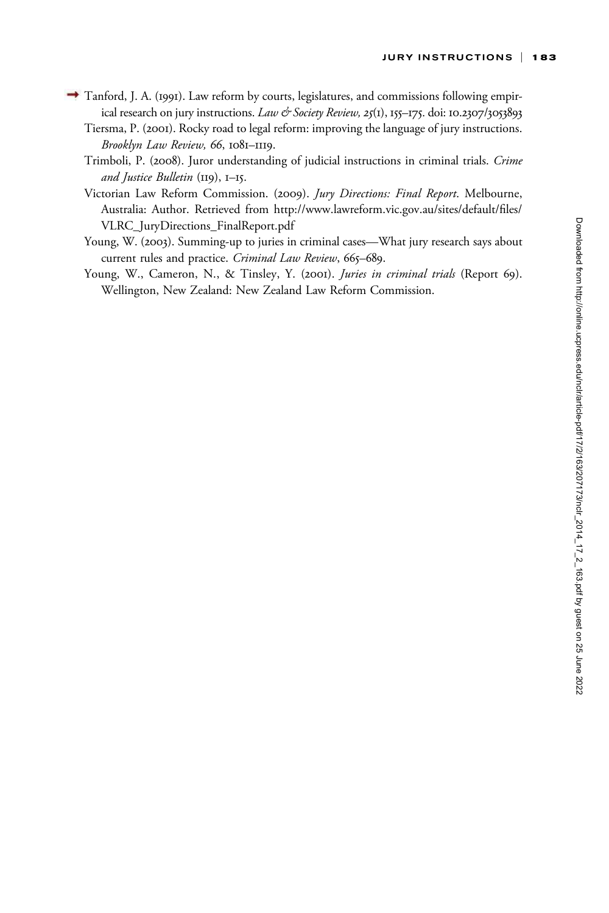Tanford, J. A. (1991). Law reform by courts, legislatures, and commissions following empirical research on jury instructions. *Law & Society Review, 25*(1), 155–175. doi: 10.2307/3053893

Tiersma, P. (2001). Rocky road to legal reform: improving the language of jury instructions. *Brooklyn Law Review, 66*, 1081–1119.

Trimboli, P. (2008). Juror understanding of judicial instructions in criminal trials. *Crime and Justice Bulletin* (119), 1–15.

Victorian Law Reform Commission. (2009). *Jury Directions: Final Report*. Melbourne, Australia: Author. Retrieved from http://www.lawreform.vic.gov.au/sites/default/files/VLRC_JuryDirections_FinalReport.pdf

Young, W. (2003). Summing-up to juries in criminal cases—What jury research says about current rules and practice. *Criminal Law Review*, 665–689.

Young, W., Cameron, N., & Tinsley, Y. (2001). *Juries in criminal trials* (Report 69). Wellington, New Zealand: New Zealand Law Reform Commission.